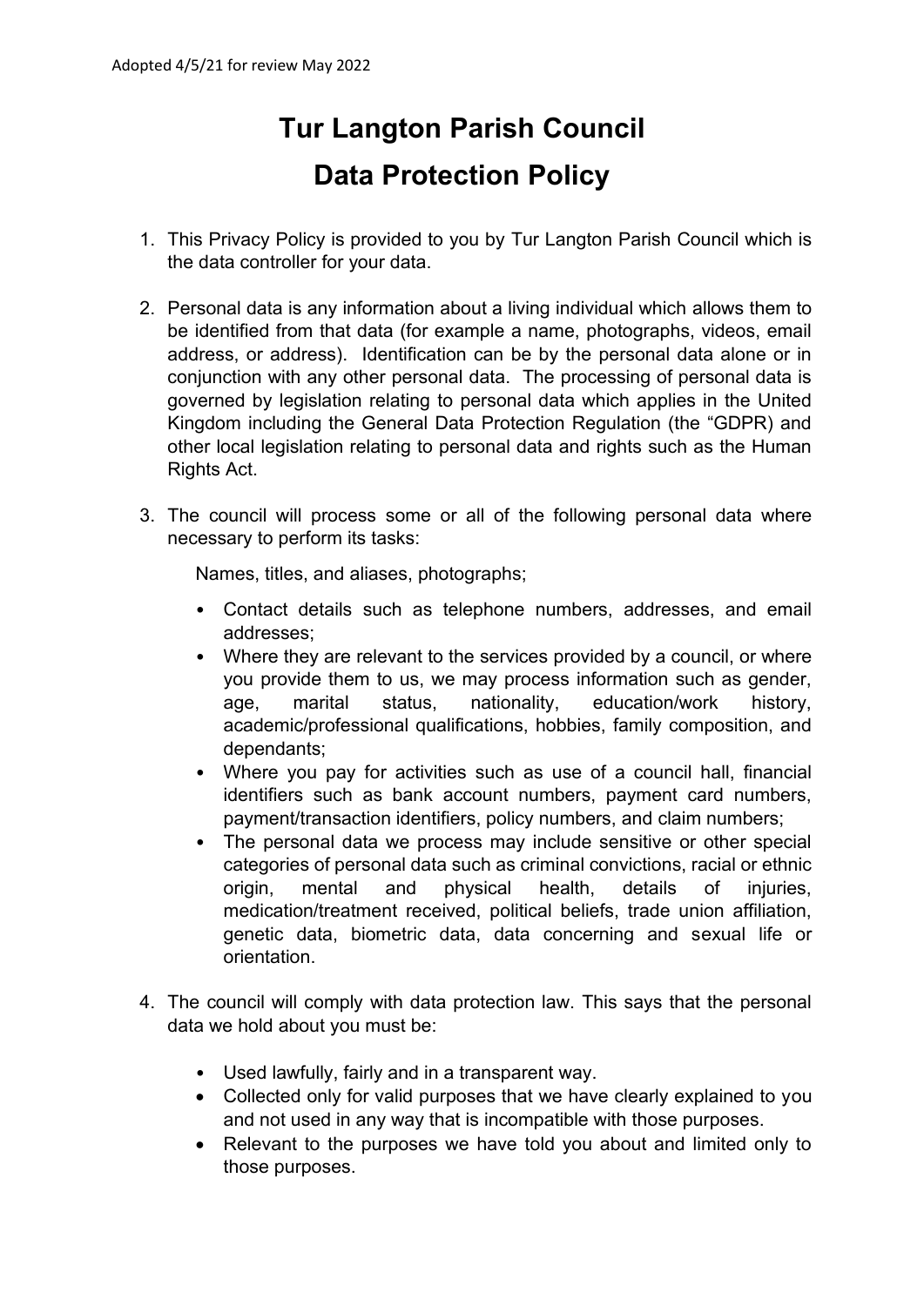Adopted 4/5/21 for review May 2022

# Tur Langton Parish Council

# Data Protection Policy

1. This Privacy Policy is provided to you by Tur Langton Parish Council which is the data controller for your data.

2. Personal data is any information about a living individual which allows them to be identified from that data (for example a name, photographs, videos, email address, or address). Identification can be by the personal data alone or in conjunction with any other personal data. The processing of personal data is governed by legislation relating to personal data which applies in the United Kingdom including the General Data Protection Regulation (the "GDPR) and other local legislation relating to personal data and rights such as the Human Rights Act.

3. The council will process some or all of the following personal data where necessary to perform its tasks:

   Names, titles, and aliases, photographs;

   - Contact details such as telephone numbers, addresses, and email addresses;
   - Where they are relevant to the services provided by a council, or where you provide them to us, we may process information such as gender, age, marital status, nationality, education/work history, academic/professional qualifications, hobbies, family composition, and dependants;
   - Where you pay for activities such as use of a council hall, financial identifiers such as bank account numbers, payment card numbers, payment/transaction identifiers, policy numbers, and claim numbers;
   - The personal data we process may include sensitive or other special categories of personal data such as criminal convictions, racial or ethnic origin, mental and physical health, details of injuries, medication/treatment received, political beliefs, trade union affiliation, genetic data, biometric data, data concerning and sexual life or orientation.

4. The council will comply with data protection law. This says that the personal data we hold about you must be:

   - Used lawfully, fairly and in a transparent way.
   - Collected only for valid purposes that we have clearly explained to you and not used in any way that is incompatible with those purposes.
   - Relevant to the purposes we have told you about and limited only to those purposes.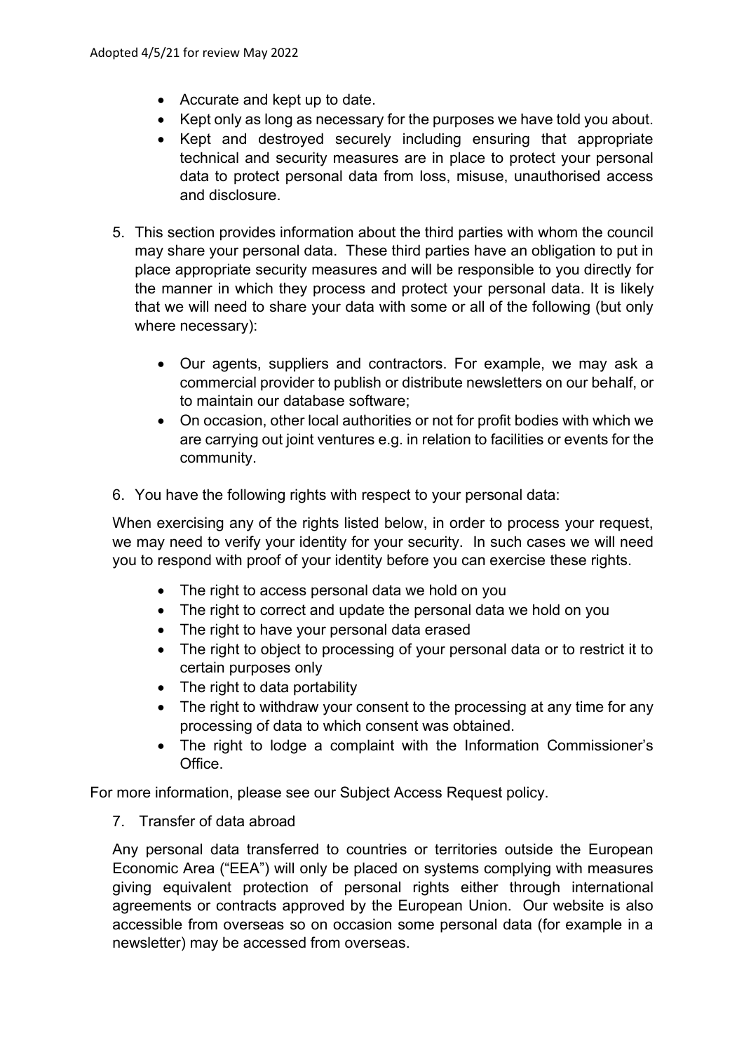- Accurate and kept up to date.
- Kept only as long as necessary for the purposes we have told you about.
- Kept and destroyed securely including ensuring that appropriate technical and security measures are in place to protect your personal data to protect personal data from loss, misuse, unauthorised access and disclosure.

5. This section provides information about the third parties with whom the council may share your personal data. These third parties have an obligation to put in place appropriate security measures and will be responsible to you directly for the manner in which they process and protect your personal data. It is likely that we will need to share your data with some or all of the following (but only where necessary):

    - Our agents, suppliers and contractors. For example, we may ask a commercial provider to publish or distribute newsletters on our behalf, or to maintain our database software;
    - On occasion, other local authorities or not for profit bodies with which we are carrying out joint ventures e.g. in relation to facilities or events for the community.

6. You have the following rights with respect to your personal data:

    When exercising any of the rights listed below, in order to process your request, we may need to verify your identity for your security. In such cases we will need you to respond with proof of your identity before you can exercise these rights.

    - The right to access personal data we hold on you
    - The right to correct and update the personal data we hold on you
    - The right to have your personal data erased
    - The right to object to processing of your personal data or to restrict it to certain purposes only
    - The right to data portability
    - The right to withdraw your consent to the processing at any time for any processing of data to which consent was obtained.
    - The right to lodge a complaint with the Information Commissioner's Office.

For more information, please see our Subject Access Request policy.

7. Transfer of data abroad

    Any personal data transferred to countries or territories outside the European Economic Area ("EEA") will only be placed on systems complying with measures giving equivalent protection of personal rights either through international agreements or contracts approved by the European Union. Our website is also accessible from overseas so on occasion some personal data (for example in a newsletter) may be accessed from overseas.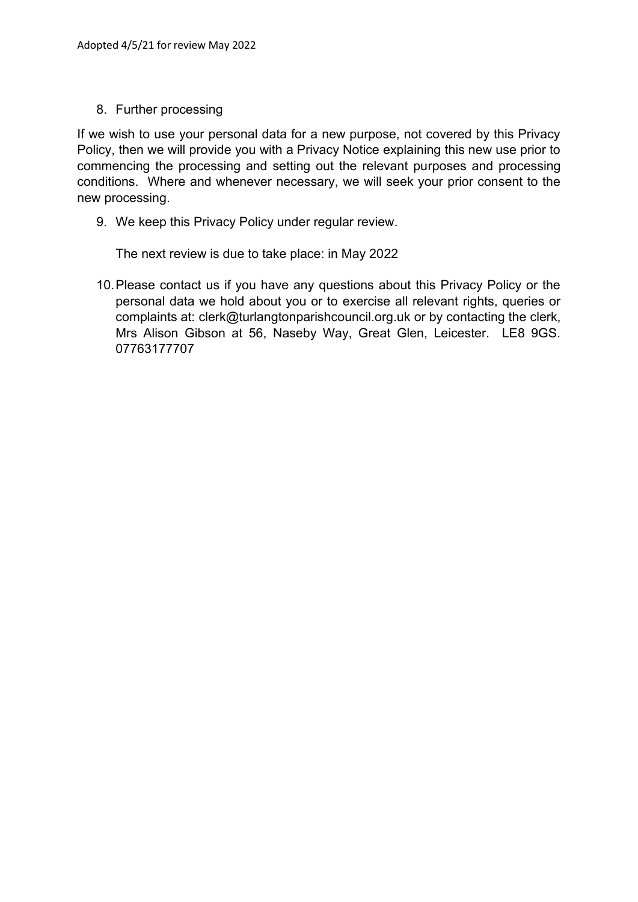8. Further processing

If we wish to use your personal data for a new purpose, not covered by this Privacy Policy, then we will provide you with a Privacy Notice explaining this new use prior to commencing the processing and setting out the relevant purposes and processing conditions. Where and whenever necessary, we will seek your prior consent to the new processing.

9. We keep this Privacy Policy under regular review.

   The next review is due to take place: in May 2022

10. Please contact us if you have any questions about this Privacy Policy or the personal data we hold about you or to exercise all relevant rights, queries or complaints at: clerk@turlangtonparishcouncil.org.uk or by contacting the clerk, Mrs Alison Gibson at 56, Naseby Way, Great Glen, Leicester. LE8 9GS. 07763177707